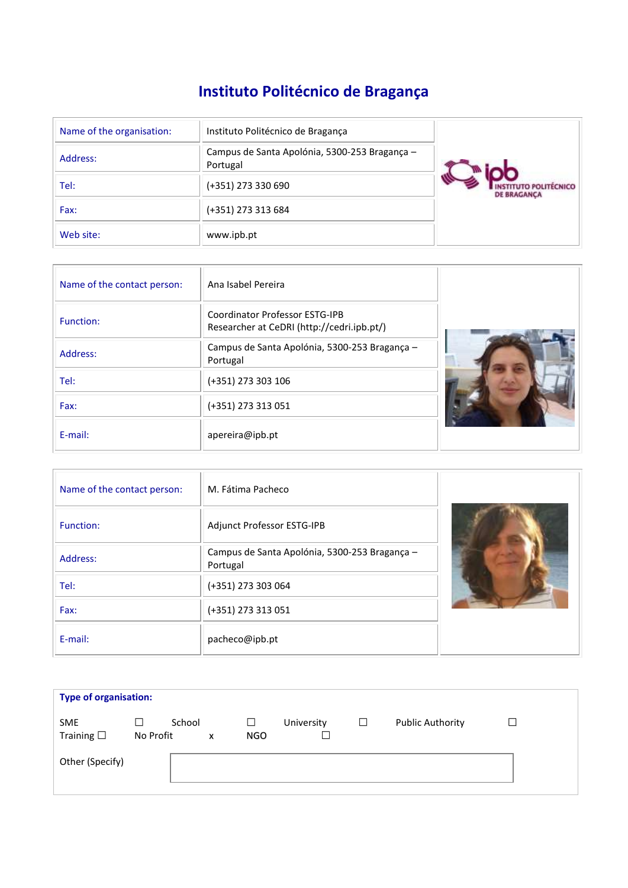# Instituto Politécnico de Bragança

| Name of the organisation: | Instituto Politécnico de Bragança |
|---|---|
| Address: | Campus de Santa Apolónia, 5300-253 Bragança – Portugal |
| Tel: | (+351) 273 330 690 |
| Fax: | (+351) 273 313 684 |
| Web site: | www.ipb.pt |

| Name of the contact person: | Ana Isabel Pereira |
|---|---|
| Function: | Coordinator Professor ESTG-IPB<br>Researcher at CeDRI (http://cedri.ipb.pt/) |
| Address: | Campus de Santa Apolónia, 5300-253 Bragança – Portugal |
| Tel: | (+351) 273 303 106 |
| Fax: | (+351) 273 313 051 |
| E-mail: | apereira@ipb.pt |

| Name of the contact person: | M. Fátima Pacheco |
|---|---|
| Function: | Adjunct Professor ESTG-IPB |
| Address: | Campus de Santa Apolónia, 5300-253 Bragança – Portugal |
| Tel: | (+351) 273 303 064 |
| Fax: | (+351) 273 313 051 |
| E-mail: | pacheco@ipb.pt |

**Type of organisation:**

| | | | | | | | |
|---|---|---|---|---|---|---|---|
| SME | ☐ | School | ☐ | University | ☐ | Public Authority | ☐ |
| Training ☐ | No Profit | x | NGO | ☐ | | | |

Other (Specify)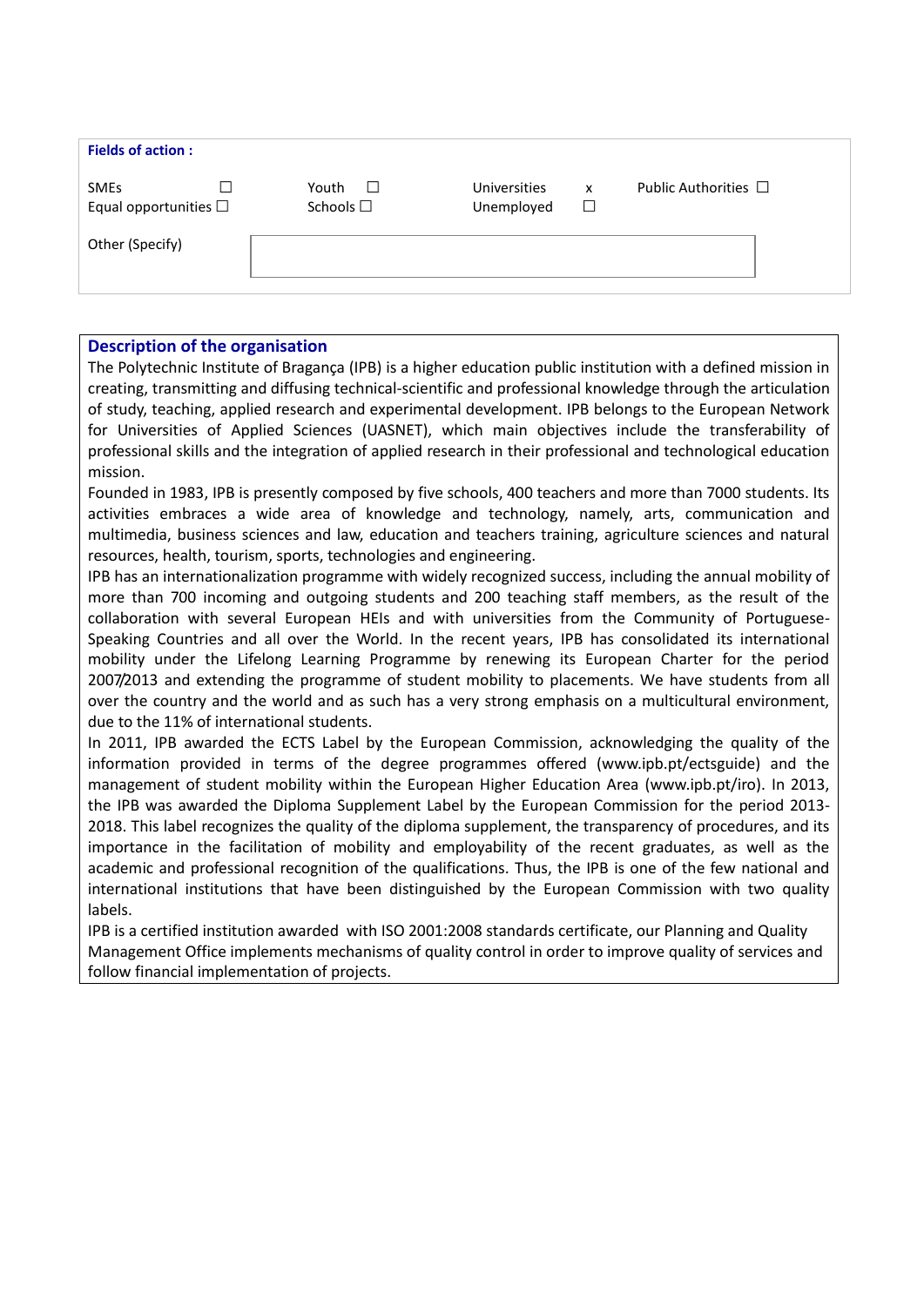**Fields of action :**

| | | | |
|---|---|---|---|
| SMEs ☐ | Youth ☐ | Universities x | Public Authorities ☐ |
| Equal opportunities ☐ | Schools ☐ | Unemployed ☐ | |

Other (Specify)

## Description of the organisation

The Polytechnic Institute of Bragança (IPB) is a higher education public institution with a defined mission in creating, transmitting and diffusing technical-scientific and professional knowledge through the articulation of study, teaching, applied research and experimental development. IPB belongs to the European Network for Universities of Applied Sciences (UASNET), which main objectives include the transferability of professional skills and the integration of applied research in their professional and technological education mission.

Founded in 1983, IPB is presently composed by five schools, 400 teachers and more than 7000 students. Its activities embraces a wide area of knowledge and technology, namely, arts, communication and multimedia, business sciences and law, education and teachers training, agriculture sciences and natural resources, health, tourism, sports, technologies and engineering.

IPB has an internationalization programme with widely recognized success, including the annual mobility of more than 700 incoming and outgoing students and 200 teaching staff members, as the result of the collaboration with several European HEIs and with universities from the Community of Portuguese-Speaking Countries and all over the World. In the recent years, IPB has consolidated its international mobility under the Lifelong Learning Programme by renewing its European Charter for the period 2007/2013 and extending the programme of student mobility to placements. We have students from all over the country and the world and as such has a very strong emphasis on a multicultural environment, due to the 11% of international students.

In 2011, IPB awarded the ECTS Label by the European Commission, acknowledging the quality of the information provided in terms of the degree programmes offered (www.ipb.pt/ectsguide) and the management of student mobility within the European Higher Education Area (www.ipb.pt/iro). In 2013, the IPB was awarded the Diploma Supplement Label by the European Commission for the period 2013-2018. This label recognizes the quality of the diploma supplement, the transparency of procedures, and its importance in the facilitation of mobility and employability of the recent graduates, as well as the academic and professional recognition of the qualifications. Thus, the IPB is one of the few national and international institutions that have been distinguished by the European Commission with two quality labels.

IPB is a certified institution awarded with ISO 2001:2008 standards certificate, our Planning and Quality Management Office implements mechanisms of quality control in order to improve quality of services and follow financial implementation of projects.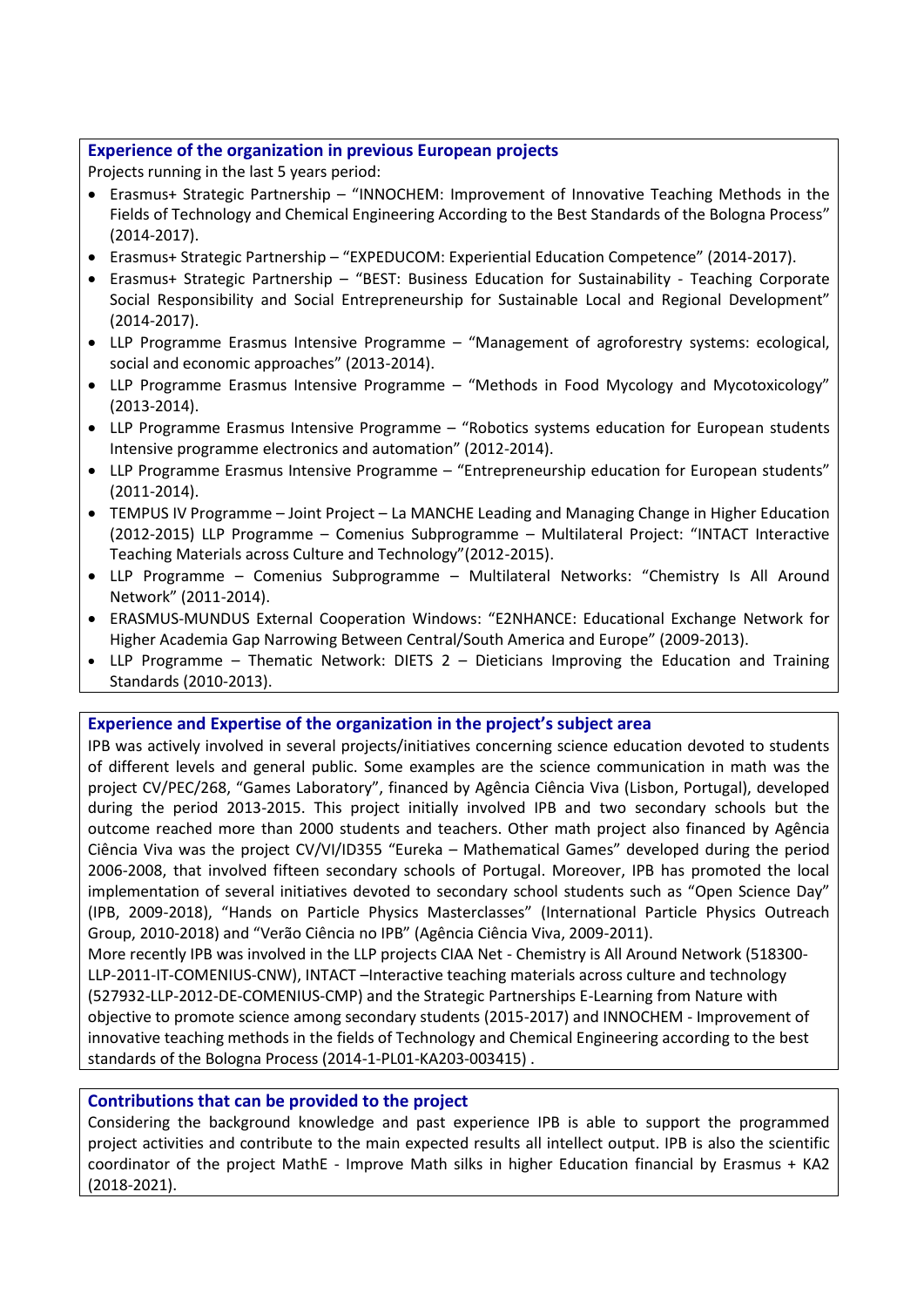## Experience of the organization in previous European projects

Projects running in the last 5 years period:

- Erasmus+ Strategic Partnership – "INNOCHEM: Improvement of Innovative Teaching Methods in the Fields of Technology and Chemical Engineering According to the Best Standards of the Bologna Process" (2014-2017).
- Erasmus+ Strategic Partnership – "EXPEDUCOM: Experiential Education Competence" (2014-2017).
- Erasmus+ Strategic Partnership – "BEST: Business Education for Sustainability - Teaching Corporate Social Responsibility and Social Entrepreneurship for Sustainable Local and Regional Development" (2014-2017).
- LLP Programme Erasmus Intensive Programme – "Management of agroforestry systems: ecological, social and economic approaches" (2013-2014).
- LLP Programme Erasmus Intensive Programme – "Methods in Food Mycology and Mycotoxicology" (2013-2014).
- LLP Programme Erasmus Intensive Programme – "Robotics systems education for European students Intensive programme electronics and automation" (2012-2014).
- LLP Programme Erasmus Intensive Programme – "Entrepreneurship education for European students" (2011-2014).
- TEMPUS IV Programme – Joint Project – La MANCHE Leading and Managing Change in Higher Education (2012-2015) LLP Programme – Comenius Subprogramme – Multilateral Project: "INTACT Interactive Teaching Materials across Culture and Technology"(2012-2015).
- LLP Programme – Comenius Subprogramme – Multilateral Networks: "Chemistry Is All Around Network" (2011-2014).
- ERASMUS-MUNDUS External Cooperation Windows: "E2NHANCE: Educational Exchange Network for Higher Academia Gap Narrowing Between Central/South America and Europe" (2009-2013).
- LLP Programme – Thematic Network: DIETS 2 – Dieticians Improving the Education and Training Standards (2010-2013).

## Experience and Expertise of the organization in the project's subject area

IPB was actively involved in several projects/initiatives concerning science education devoted to students of different levels and general public. Some examples are the science communication in math was the project CV/PEC/268, "Games Laboratory", financed by Agência Ciência Viva (Lisbon, Portugal), developed during the period 2013-2015. This project initially involved IPB and two secondary schools but the outcome reached more than 2000 students and teachers. Other math project also financed by Agência Ciência Viva was the project CV/VI/ID355 "Eureka – Mathematical Games" developed during the period 2006-2008, that involved fifteen secondary schools of Portugal. Moreover, IPB has promoted the local implementation of several initiatives devoted to secondary school students such as "Open Science Day" (IPB, 2009-2018), "Hands on Particle Physics Masterclasses" (International Particle Physics Outreach Group, 2010-2018) and "Verão Ciência no IPB" (Agência Ciência Viva, 2009-2011).

More recently IPB was involved in the LLP projects CIAA Net - Chemistry is All Around Network (518300-LLP-2011-IT-COMENIUS-CNW), INTACT –Interactive teaching materials across culture and technology (527932-LLP-2012-DE-COMENIUS-CMP) and the Strategic Partnerships E-Learning from Nature with objective to promote science among secondary students (2015-2017) and INNOCHEM - Improvement of innovative teaching methods in the fields of Technology and Chemical Engineering according to the best standards of the Bologna Process (2014-1-PL01-KA203-003415) .

## Contributions that can be provided to the project

Considering the background knowledge and past experience IPB is able to support the programmed project activities and contribute to the main expected results all intellect output. IPB is also the scientific coordinator of the project MathE - Improve Math silks in higher Education financial by Erasmus + KA2 (2018-2021).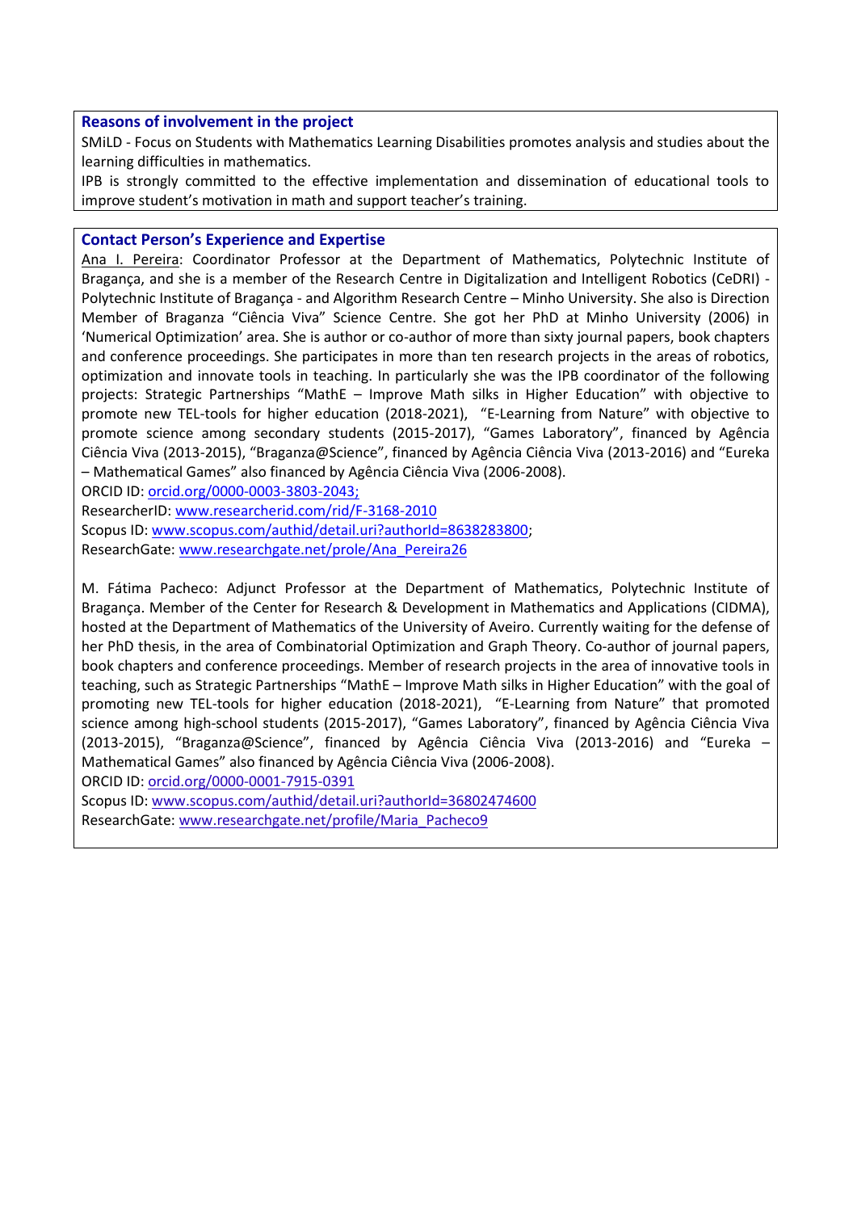### Reasons of involvement in the project

SMiLD - Focus on Students with Mathematics Learning Disabilities promotes analysis and studies about the learning difficulties in mathematics.

IPB is strongly committed to the effective implementation and dissemination of educational tools to improve student's motivation in math and support teacher's training.

### Contact Person's Experience and Expertise

Ana I. Pereira: Coordinator Professor at the Department of Mathematics, Polytechnic Institute of Bragança, and she is a member of the Research Centre in Digitalization and Intelligent Robotics (CeDRI) - Polytechnic Institute of Bragança - and Algorithm Research Centre – Minho University. She also is Direction Member of Braganza "Ciência Viva" Science Centre. She got her PhD at Minho University (2006) in 'Numerical Optimization' area. She is author or co-author of more than sixty journal papers, book chapters and conference proceedings. She participates in more than ten research projects in the areas of robotics, optimization and innovate tools in teaching. In particularly she was the IPB coordinator of the following projects: Strategic Partnerships "MathE – Improve Math silks in Higher Education" with objective to promote new TEL-tools for higher education (2018-2021), "E-Learning from Nature" with objective to promote science among secondary students (2015-2017), "Games Laboratory", financed by Agência Ciência Viva (2013-2015), "Braganza@Science", financed by Agência Ciência Viva (2013-2016) and "Eureka – Mathematical Games" also financed by Agência Ciência Viva (2006-2008).

ORCID ID: orcid.org/0000-0003-3803-2043;

ResearcherID: www.researcherid.com/rid/F-3168-2010

Scopus ID: www.scopus.com/authid/detail.uri?authorId=8638283800;

ResearchGate: www.researchgate.net/prole/Ana_Pereira26

M. Fátima Pacheco: Adjunct Professor at the Department of Mathematics, Polytechnic Institute of Bragança. Member of the Center for Research & Development in Mathematics and Applications (CIDMA), hosted at the Department of Mathematics of the University of Aveiro. Currently waiting for the defense of her PhD thesis, in the area of Combinatorial Optimization and Graph Theory. Co-author of journal papers, book chapters and conference proceedings. Member of research projects in the area of innovative tools in teaching, such as Strategic Partnerships "MathE – Improve Math silks in Higher Education" with the goal of promoting new TEL-tools for higher education (2018-2021), "E-Learning from Nature" that promoted science among high-school students (2015-2017), "Games Laboratory", financed by Agência Ciência Viva (2013-2015), "Braganza@Science", financed by Agência Ciência Viva (2013-2016) and "Eureka – Mathematical Games" also financed by Agência Ciência Viva (2006-2008).

ORCID ID: orcid.org/0000-0001-7915-0391

Scopus ID: www.scopus.com/authid/detail.uri?authorId=36802474600

ResearchGate: www.researchgate.net/profile/Maria_Pacheco9